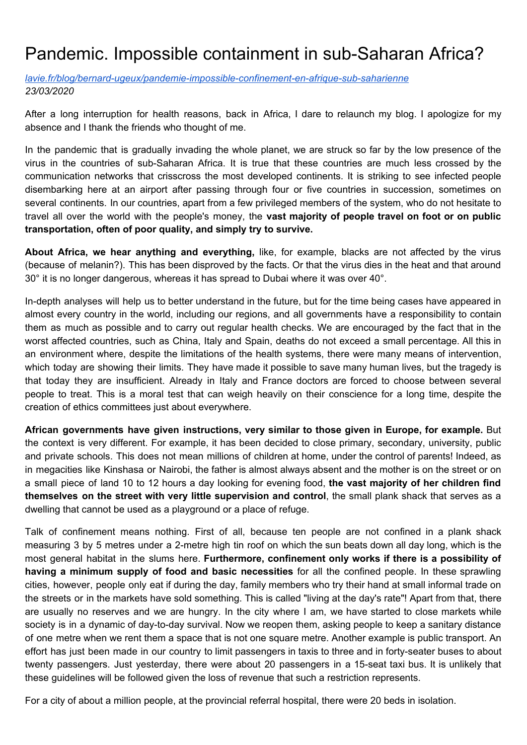# Pandemic. Impossible containment in sub-Saharan Africa?

*[lavie.fr/blog/bernard-ugeux/pandemie-impossible-confinement-en-afrique-sub-saharienne](lavie.fr/blog/bernard-ugeux/pandemie-impossible-confinement-en-afrique-sub-saharienne)*
*23/03/2020*

After a long interruption for health reasons, back in Africa, I dare to relaunch my blog. I apologize for my absence and I thank the friends who thought of me.

In the pandemic that is gradually invading the whole planet, we are struck so far by the low presence of the virus in the countries of sub-Saharan Africa. It is true that these countries are much less crossed by the communication networks that crisscross the most developed continents. It is striking to see infected people disembarking here at an airport after passing through four or five countries in succession, sometimes on several continents. In our countries, apart from a few privileged members of the system, who do not hesitate to travel all over the world with the people's money, the **vast majority of people travel on foot or on public transportation, often of poor quality, and simply try to survive.**

**About Africa, we hear anything and everything,** like, for example, blacks are not affected by the virus (because of melanin?). This has been disproved by the facts. Or that the virus dies in the heat and that around 30° it is no longer dangerous, whereas it has spread to Dubai where it was over 40°.

In-depth analyses will help us to better understand in the future, but for the time being cases have appeared in almost every country in the world, including our regions, and all governments have a responsibility to contain them as much as possible and to carry out regular health checks. We are encouraged by the fact that in the worst affected countries, such as China, Italy and Spain, deaths do not exceed a small percentage. All this in an environment where, despite the limitations of the health systems, there were many means of intervention, which today are showing their limits. They have made it possible to save many human lives, but the tragedy is that today they are insufficient. Already in Italy and France doctors are forced to choose between several people to treat. This is a moral test that can weigh heavily on their conscience for a long time, despite the creation of ethics committees just about everywhere.

**African governments have given instructions, very similar to those given in Europe, for example.** But the context is very different. For example, it has been decided to close primary, secondary, university, public and private schools. This does not mean millions of children at home, under the control of parents! Indeed, as in megacities like Kinshasa or Nairobi, the father is almost always absent and the mother is on the street or on a small piece of land 10 to 12 hours a day looking for evening food, **the vast majority of her children find themselves on the street with very little supervision and control**, the small plank shack that serves as a dwelling that cannot be used as a playground or a place of refuge.

Talk of confinement means nothing. First of all, because ten people are not confined in a plank shack measuring 3 by 5 metres under a 2-metre high tin roof on which the sun beats down all day long, which is the most general habitat in the slums here. **Furthermore, confinement only works if there is a possibility of having a minimum supply of food and basic necessities** for all the confined people. In these sprawling cities, however, people only eat if during the day, family members who try their hand at small informal trade on the streets or in the markets have sold something. This is called "living at the day's rate"! Apart from that, there are usually no reserves and we are hungry. In the city where I am, we have started to close markets while society is in a dynamic of day-to-day survival. Now we reopen them, asking people to keep a sanitary distance of one metre when we rent them a space that is not one square metre. Another example is public transport. An effort has just been made in our country to limit passengers in taxis to three and in forty-seater buses to about twenty passengers. Just yesterday, there were about 20 passengers in a 15-seat taxi bus. It is unlikely that these guidelines will be followed given the loss of revenue that such a restriction represents.

For a city of about a million people, at the provincial referral hospital, there were 20 beds in isolation.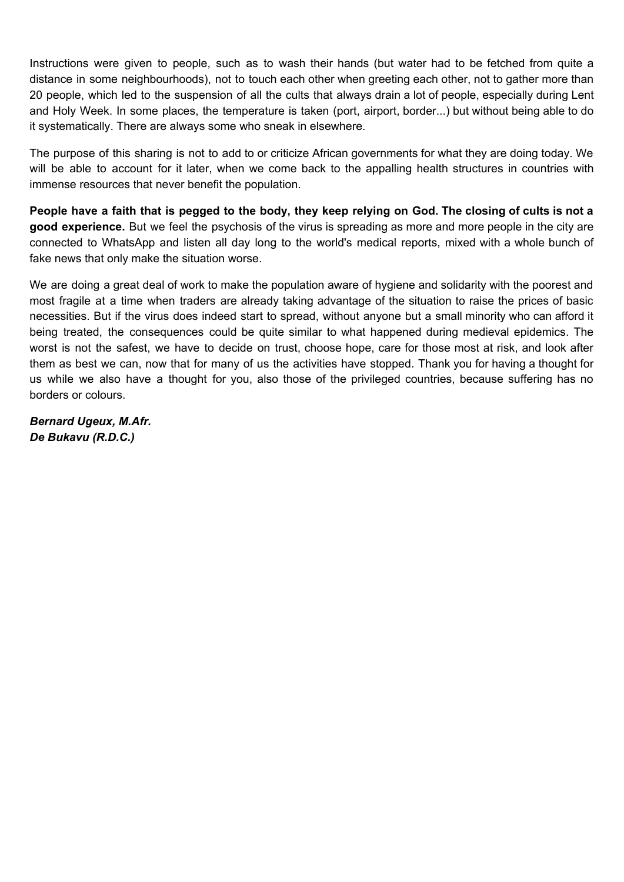Instructions were given to people, such as to wash their hands (but water had to be fetched from quite a distance in some neighbourhoods), not to touch each other when greeting each other, not to gather more than 20 people, which led to the suspension of all the cults that always drain a lot of people, especially during Lent and Holy Week. In some places, the temperature is taken (port, airport, border...) but without being able to do it systematically. There are always some who sneak in elsewhere.

The purpose of this sharing is not to add to or criticize African governments for what they are doing today. We will be able to account for it later, when we come back to the appalling health structures in countries with immense resources that never benefit the population.

**People have a faith that is pegged to the body, they keep relying on God. The closing of cults is not a good experience.** But we feel the psychosis of the virus is spreading as more and more people in the city are connected to WhatsApp and listen all day long to the world's medical reports, mixed with a whole bunch of fake news that only make the situation worse.

We are doing a great deal of work to make the population aware of hygiene and solidarity with the poorest and most fragile at a time when traders are already taking advantage of the situation to raise the prices of basic necessities. But if the virus does indeed start to spread, without anyone but a small minority who can afford it being treated, the consequences could be quite similar to what happened during medieval epidemics. The worst is not the safest, we have to decide on trust, choose hope, care for those most at risk, and look after them as best we can, now that for many of us the activities have stopped. Thank you for having a thought for us while we also have a thought for you, also those of the privileged countries, because suffering has no borders or colours.

***Bernard Ugeux, M.Afr.***
***De Bukavu (R.D.C.)***